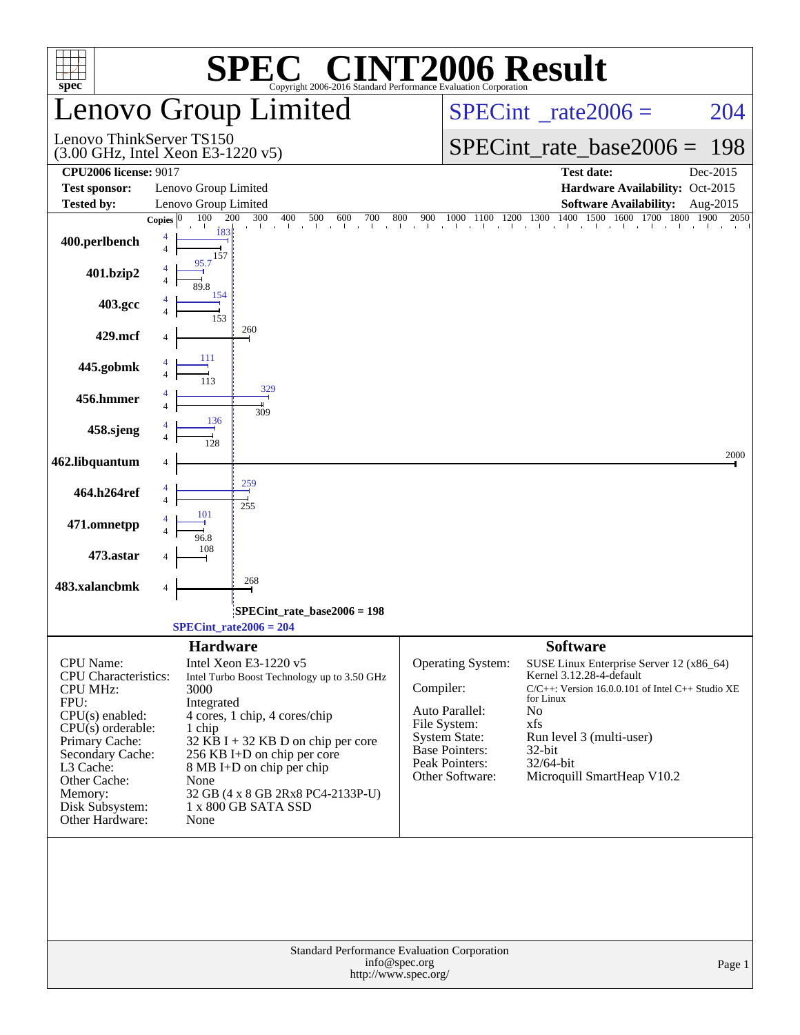# SPEC CINT2006 Result

Copyright 2006-2016 Standard Performance Evaluation Corporation

## Lenovo Group Limited

Lenovo ThinkServer TS150
(3.00 GHz, Intel Xeon E3-1220 v5)

SPECint_rate2006 = 204

SPECint_rate_base2006 = 198

| | | | |
|---|---|---|---|
| **CPU2006 license:** 9017 | | **Test date:** | Dec-2015 |
| **Test sponsor:** | Lenovo Group Limited | **Hardware Availability:** | Oct-2015 |
| **Tested by:** | Lenovo Group Limited | **Software Availability:** | Aug-2015 |

| Benchmark | Copies (peak) | Peak | Copies (base) | Base |
|---|---|---|---|---|
| 400.perlbench | 4 | 183 | 4 | 157 |
| 401.bzip2 | 4 | 95.7 | 4 | 89.8 |
| 403.gcc | 4 | 154 | 4 | 153 |
| 429.mcf | | | 4 | 260 |
| 445.gobmk | 4 | 111 | 4 | 113 |
| 456.hmmer | 4 | 329 | 4 | 309 |
| 458.sjeng | 4 | 136 | 4 | 128 |
| 462.libquantum | | | 4 | 2000 |
| 464.h264ref | 4 | 259 | 4 | 255 |
| 471.omnetpp | 4 | 101 | 4 | 96.8 |
| 473.astar | | | 4 | 108 |
| 483.xalancbmk | | | 4 | 268 |

SPECint_rate_base2006 = 198

SPECint_rate2006 = 204

### Hardware

| | |
|---|---|
| CPU Name: | Intel Xeon E3-1220 v5 |
| CPU Characteristics: | Intel Turbo Boost Technology up to 3.50 GHz |
| CPU MHz: | 3000 |
| FPU: | Integrated |
| CPU(s) enabled: | 4 cores, 1 chip, 4 cores/chip |
| CPU(s) orderable: | 1 chip |
| Primary Cache: | 32 KB I + 32 KB D on chip per core |
| Secondary Cache: | 256 KB I+D on chip per core |
| L3 Cache: | 8 MB I+D on chip per chip |
| Other Cache: | None |
| Memory: | 32 GB (4 x 8 GB 2Rx8 PC4-2133P-U) |
| Disk Subsystem: | 1 x 800 GB SATA SSD |
| Other Hardware: | None |

### Software

| | |
|---|---|
| Operating System: | SUSE Linux Enterprise Server 12 (x86_64) Kernel 3.12.28-4-default |
| Compiler: | C/C++: Version 16.0.0.101 of Intel C++ Studio XE for Linux |
| Auto Parallel: | No |
| File System: | xfs |
| System State: | Run level 3 (multi-user) |
| Base Pointers: | 32-bit |
| Peak Pointers: | 32/64-bit |
| Other Software: | Microquill SmartHeap V10.2 |

Standard Performance Evaluation Corporation
info@spec.org
http://www.spec.org/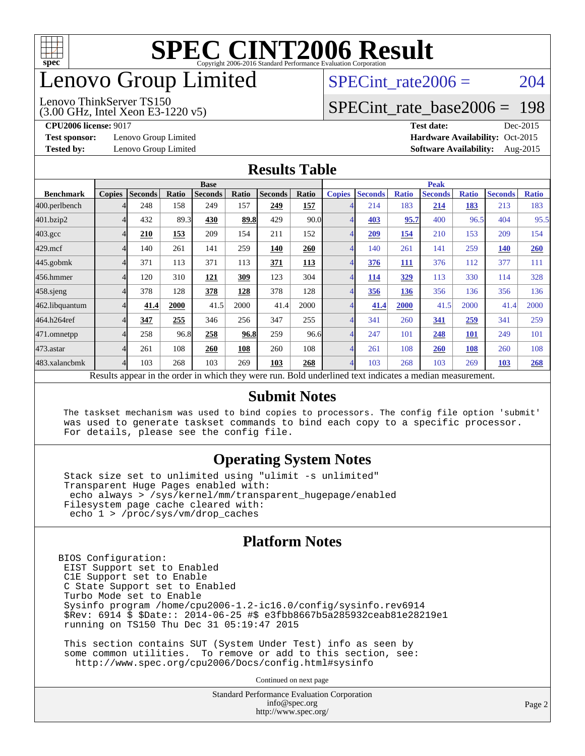# SPEC CINT2006 Result

Copyright 2006-2016 Standard Performance Evaluation Corporation

# Lenovo Group Limited

Lenovo ThinkServer TS150
(3.00 GHz, Intel Xeon E3-1220 v5)

SPECint_rate2006 = 204

SPECint_rate_base2006 = 198

**CPU2006 license:** 9017
**Test sponsor:** Lenovo Group Limited
**Tested by:** Lenovo Group Limited

**Test date:** Dec-2015
**Hardware Availability:** Oct-2015
**Software Availability:** Aug-2015

## Results Table

| Benchmark | Base | | | | | | | Peak | | | | | | |
|---|---|---|---|---|---|---|---|---|---|---|---|---|---|---|
| | Copies | Seconds | Ratio | Seconds | Ratio | Seconds | Ratio | Copies | Seconds | Ratio | Seconds | Ratio | Seconds | Ratio |
| 400.perlbench | 4 | 248 | 158 | 249 | 157 | **249** | **157** | 4 | 214 | 183 | **214** | **183** | 213 | 183 |
| 401.bzip2 | 4 | 432 | 89.3 | **430** | **89.8** | 429 | 90.0 | 4 | **403** | **95.7** | 400 | 96.5 | 404 | 95.5 |
| 403.gcc | 4 | **210** | **153** | 209 | 154 | 211 | 152 | 4 | **209** | **154** | 210 | 153 | 209 | 154 |
| 429.mcf | 4 | 140 | 261 | 141 | 259 | **140** | **260** | 4 | 140 | 261 | 141 | 259 | **140** | **260** |
| 445.gobmk | 4 | 371 | 113 | 371 | 113 | **371** | **113** | 4 | **376** | **111** | 376 | 112 | 377 | 111 |
| 456.hmmer | 4 | 120 | 310 | **121** | **309** | 123 | 304 | 4 | **114** | **329** | 113 | 330 | 114 | 328 |
| 458.sjeng | 4 | 378 | 128 | **378** | **128** | 378 | 128 | 4 | **356** | **136** | 356 | 136 | 356 | 136 |
| 462.libquantum | 4 | **41.4** | **2000** | 41.5 | 2000 | 41.4 | 2000 | 4 | **41.4** | **2000** | 41.5 | 2000 | 41.4 | 2000 |
| 464.h264ref | 4 | **347** | **255** | 346 | 256 | 347 | 255 | 4 | 341 | 260 | **341** | **259** | 341 | 259 |
| 471.omnetpp | 4 | 258 | 96.8 | **258** | **96.8** | 259 | 96.6 | 4 | 247 | 101 | **248** | **101** | 249 | 101 |
| 473.astar | 4 | 261 | 108 | **260** | **108** | 260 | 108 | 4 | 261 | 108 | **260** | **108** | 260 | 108 |
| 483.xalancbmk | 4 | 103 | 268 | 103 | 269 | **103** | **268** | 4 | 103 | 268 | 103 | 269 | **103** | **268** |

Results appear in the order in which they were run. Bold underlined text indicates a median measurement.

## Submit Notes

```
The taskset mechanism was used to bind copies to processors. The config file option 'submit'
was used to generate taskset commands to bind each copy to a specific processor.
For details, please see the config file.
```

## Operating System Notes

```
Stack size set to unlimited using "ulimit -s unlimited"
Transparent Huge Pages enabled with:
 echo always > /sys/kernel/mm/transparent_hugepage/enabled
Filesystem page cache cleared with:
 echo 1 > /proc/sys/vm/drop_caches
```

## Platform Notes

```
BIOS Configuration:
 EIST Support set to Enabled
 C1E Support set to Enable
 C State Support set to Enabled
 Turbo Mode set to Enable
 Sysinfo program /home/cpu2006-1.2-ic16.0/config/sysinfo.rev6914
 $Rev: 6914 $ $Date:: 2014-06-25 #$ e3fbb8667b5a285932ceab81e28219e1
 running on TS150 Thu Dec 31 05:19:47 2015

 This section contains SUT (System Under Test) info as seen by
 some common utilities.  To remove or add to this section, see:
   http://www.spec.org/cpu2006/Docs/config.html#sysinfo
```

Continued on next page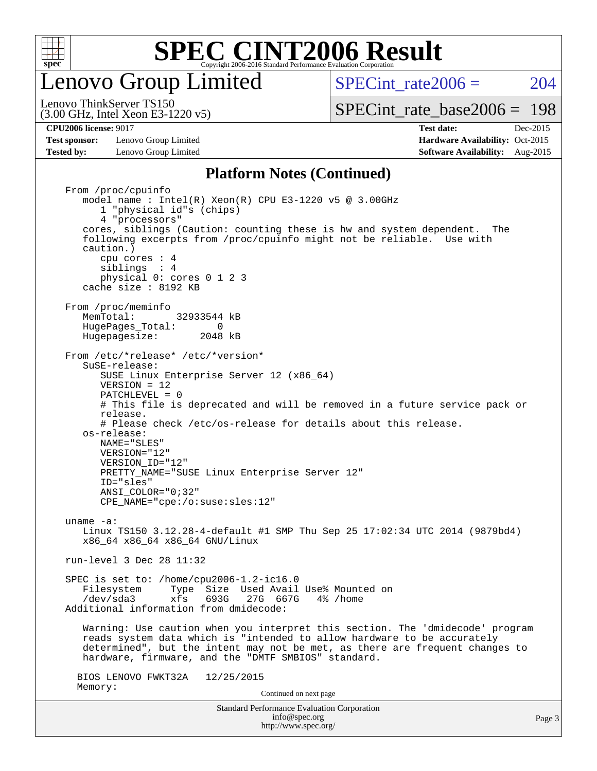# Lenovo Group Limited

Lenovo ThinkServer TS150
(3.00 GHz, Intel Xeon E3-1220 v5)

SPECint_rate2006 = 204

SPECint_rate_base2006 = 198

**CPU2006 license:** 9017
**Test sponsor:** Lenovo Group Limited
**Tested by:** Lenovo Group Limited

**Test date:** Dec-2015
**Hardware Availability:** Oct-2015
**Software Availability:** Aug-2015

## Platform Notes (Continued)

```
From /proc/cpuinfo
   model name : Intel(R) Xeon(R) CPU E3-1220 v5 @ 3.00GHz
      1 "physical id"s (chips)
      4 "processors"
   cores, siblings (Caution: counting these is hw and system dependent.  The
   following excerpts from /proc/cpuinfo might not be reliable.  Use with
   caution.)
      cpu cores : 4
      siblings  : 4
      physical 0: cores 0 1 2 3
   cache size : 8192 KB

From /proc/meminfo
   MemTotal:       32933544 kB
   HugePages_Total:       0
   Hugepagesize:       2048 kB

From /etc/*release* /etc/*version*
   SuSE-release:
      SUSE Linux Enterprise Server 12 (x86_64)
      VERSION = 12
      PATCHLEVEL = 0
      # This file is deprecated and will be removed in a future service pack or
      release.
      # Please check /etc/os-release for details about this release.
   os-release:
      NAME="SLES"
      VERSION="12"
      VERSION_ID="12"
      PRETTY_NAME="SUSE Linux Enterprise Server 12"
      ID="sles"
      ANSI_COLOR="0;32"
      CPE_NAME="cpe:/o:suse:sles:12"

uname -a:
   Linux TS150 3.12.28-4-default #1 SMP Thu Sep 25 17:02:34 UTC 2014 (9879bd4)
   x86_64 x86_64 x86_64 GNU/Linux

run-level 3 Dec 28 11:32

SPEC is set to: /home/cpu2006-1.2-ic16.0
   Filesystem     Type  Size  Used Avail Use% Mounted on
   /dev/sda3      xfs   693G   27G  667G   4% /home
Additional information from dmidecode:

   Warning: Use caution when you interpret this section. The 'dmidecode' program
   reads system data which is "intended to allow hardware to be accurately
   determined", but the intent may not be met, as there are frequent changes to
   hardware, firmware, and the "DMTF SMBIOS" standard.

  BIOS LENOVO FWKT32A   12/25/2015
  Memory:
```

Continued on next page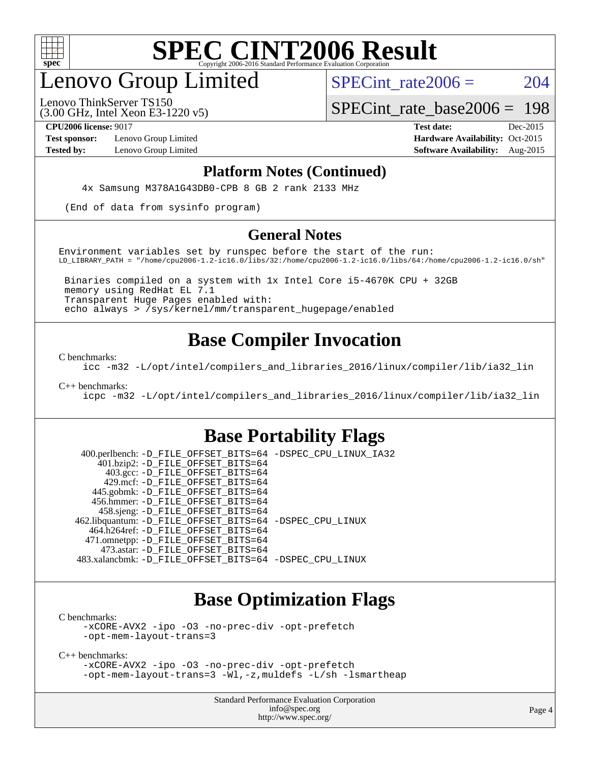# SPEC CINT2006 Result

Copyright 2006-2016 Standard Performance Evaluation Corporation

## Lenovo Group Limited

Lenovo ThinkServer TS150
(3.00 GHz, Intel Xeon E3-1220 v5)

SPECint_rate2006 = 204

SPECint_rate_base2006 = 198

| | | | |
|---|---|---|---|
| **CPU2006 license:** 9017 | | **Test date:** | Dec-2015 |
| **Test sponsor:** | Lenovo Group Limited | **Hardware Availability:** | Oct-2015 |
| **Tested by:** | Lenovo Group Limited | **Software Availability:** | Aug-2015 |

## Platform Notes (Continued)

```
4x Samsung M378A1G43DB0-CPB 8 GB 2 rank 2133 MHz

(End of data from sysinfo program)
```

## General Notes

```
Environment variables set by runspec before the start of the run:
LD_LIBRARY_PATH = "/home/cpu2006-1.2-ic16.0/libs/32:/home/cpu2006-1.2-ic16.0/libs/64:/home/cpu2006-1.2-ic16.0/sh"

 Binaries compiled on a system with 1x Intel Core i5-4670K CPU + 32GB
 memory using RedHat EL 7.1
 Transparent Huge Pages enabled with:
 echo always > /sys/kernel/mm/transparent_hugepage/enabled
```

## Base Compiler Invocation

C benchmarks:

```
icc -m32 -L/opt/intel/compilers_and_libraries_2016/linux/compiler/lib/ia32_lin
```

C++ benchmarks:

```
icpc -m32 -L/opt/intel/compilers_and_libraries_2016/linux/compiler/lib/ia32_lin
```

## Base Portability Flags

```
   400.perlbench: -D_FILE_OFFSET_BITS=64 -DSPEC_CPU_LINUX_IA32
      401.bzip2: -D_FILE_OFFSET_BITS=64
        403.gcc: -D_FILE_OFFSET_BITS=64
        429.mcf: -D_FILE_OFFSET_BITS=64
      445.gobmk: -D_FILE_OFFSET_BITS=64
      456.hmmer: -D_FILE_OFFSET_BITS=64
      458.sjeng: -D_FILE_OFFSET_BITS=64
 462.libquantum: -D_FILE_OFFSET_BITS=64 -DSPEC_CPU_LINUX
    464.h264ref: -D_FILE_OFFSET_BITS=64
    471.omnetpp: -D_FILE_OFFSET_BITS=64
      473.astar: -D_FILE_OFFSET_BITS=64
  483.xalancbmk: -D_FILE_OFFSET_BITS=64 -DSPEC_CPU_LINUX
```

## Base Optimization Flags

C benchmarks:

```
-xCORE-AVX2 -ipo -O3 -no-prec-div -opt-prefetch
-opt-mem-layout-trans=3
```

C++ benchmarks:

```
-xCORE-AVX2 -ipo -O3 -no-prec-div -opt-prefetch
-opt-mem-layout-trans=3 -Wl,-z,muldefs -L/sh -lsmartheap
```

Standard Performance Evaluation Corporation
info@spec.org
http://www.spec.org/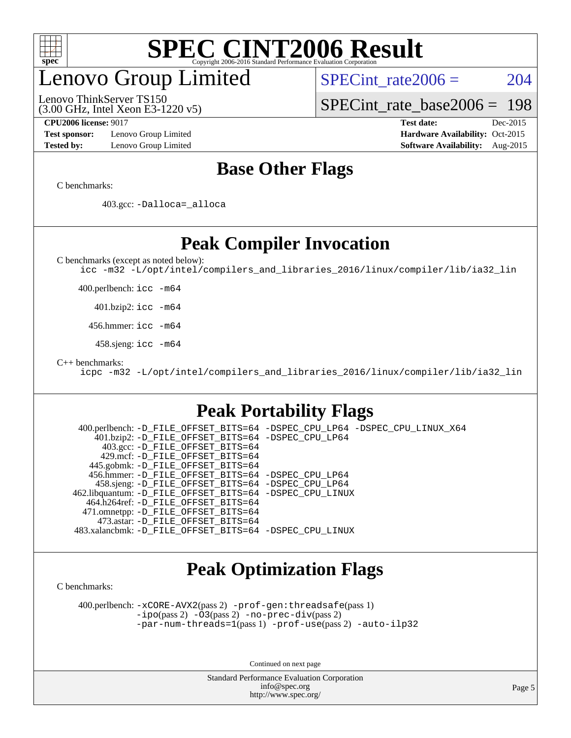# SPEC CINT2006 Result

Copyright 2006-2016 Standard Performance Evaluation Corporation

## Lenovo Group Limited

Lenovo ThinkServer TS150
(3.00 GHz, Intel Xeon E3-1220 v5)

SPECint_rate2006 = 204

SPECint_rate_base2006 = 198

**CPU2006 license:** 9017
**Test sponsor:** Lenovo Group Limited
**Tested by:** Lenovo Group Limited

**Test date:** Dec-2015
**Hardware Availability:** Oct-2015
**Software Availability:** Aug-2015

## Base Other Flags

C benchmarks:

403.gcc: `-Dalloca=_alloca`

## Peak Compiler Invocation

C benchmarks (except as noted below):

`icc -m32 -L/opt/intel/compilers_and_libraries_2016/linux/compiler/lib/ia32_lin`

400.perlbench: `icc -m64`

401.bzip2: `icc -m64`

456.hmmer: `icc -m64`

458.sjeng: `icc -m64`

C++ benchmarks:

`icpc -m32 -L/opt/intel/compilers_and_libraries_2016/linux/compiler/lib/ia32_lin`

## Peak Portability Flags

```
   400.perlbench: -D_FILE_OFFSET_BITS=64 -DSPEC_CPU_LP64 -DSPEC_CPU_LINUX_X64
       401.bzip2: -D_FILE_OFFSET_BITS=64 -DSPEC_CPU_LP64
         403.gcc: -D_FILE_OFFSET_BITS=64
         429.mcf: -D_FILE_OFFSET_BITS=64
       445.gobmk: -D_FILE_OFFSET_BITS=64
       456.hmmer: -D_FILE_OFFSET_BITS=64 -DSPEC_CPU_LP64
       458.sjeng: -D_FILE_OFFSET_BITS=64 -DSPEC_CPU_LP64
  462.libquantum: -D_FILE_OFFSET_BITS=64 -DSPEC_CPU_LINUX
     464.h264ref: -D_FILE_OFFSET_BITS=64
     471.omnetpp: -D_FILE_OFFSET_BITS=64
       473.astar: -D_FILE_OFFSET_BITS=64
  483.xalancbmk: -D_FILE_OFFSET_BITS=64 -DSPEC_CPU_LINUX
```

## Peak Optimization Flags

C benchmarks:

400.perlbench: `-xCORE-AVX2`(pass 2) `-prof-gen:threadsafe`(pass 1) `-ipo`(pass 2) `-O3`(pass 2) `-no-prec-div`(pass 2) `-par-num-threads=1`(pass 1) `-prof-use`(pass 2) `-auto-ilp32`

Continued on next page

Standard Performance Evaluation Corporation
info@spec.org
http://www.spec.org/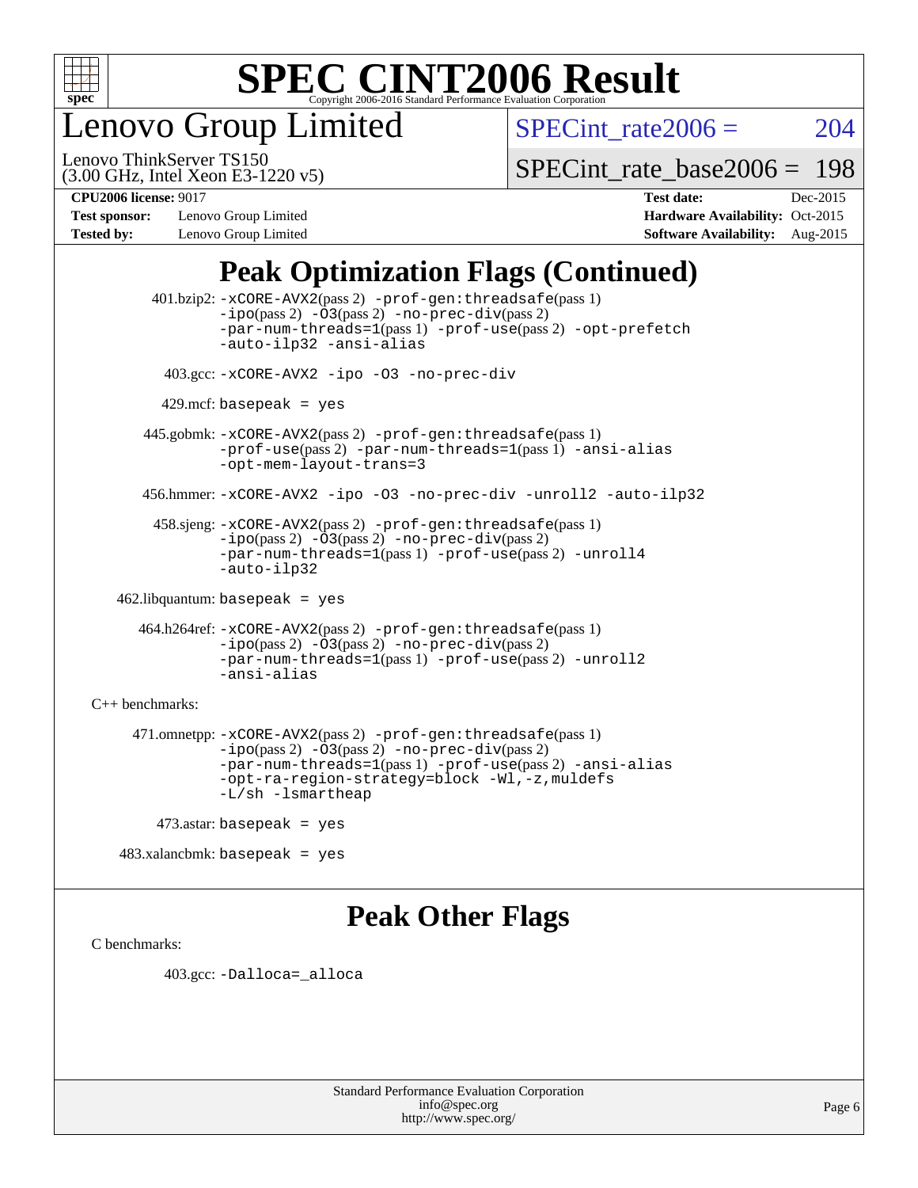# SPEC CINT2006 Result

Copyright 2006-2016 Standard Performance Evaluation Corporation

# Lenovo Group Limited

Lenovo ThinkServer TS150
(3.00 GHz, Intel Xeon E3-1220 v5)

SPECint_rate2006 = 204

SPECint_rate_base2006 = 198

**CPU2006 license:** 9017
**Test sponsor:** Lenovo Group Limited
**Tested by:** Lenovo Group Limited

**Test date:** Dec-2015
**Hardware Availability:** Oct-2015
**Software Availability:** Aug-2015

## Peak Optimization Flags (Continued)

401.bzip2: -xCORE-AVX2(pass 2) -prof-gen:threadsafe(pass 1) -ipo(pass 2) -O3(pass 2) -no-prec-div(pass 2) -par-num-threads=1(pass 1) -prof-use(pass 2) -opt-prefetch -auto-ilp32 -ansi-alias

403.gcc: -xCORE-AVX2 -ipo -O3 -no-prec-div

429.mcf: basepeak = yes

445.gobmk: -xCORE-AVX2(pass 2) -prof-gen:threadsafe(pass 1) -prof-use(pass 2) -par-num-threads=1(pass 1) -ansi-alias -opt-mem-layout-trans=3

456.hmmer: -xCORE-AVX2 -ipo -O3 -no-prec-div -unroll2 -auto-ilp32

458.sjeng: -xCORE-AVX2(pass 2) -prof-gen:threadsafe(pass 1) -ipo(pass 2) -O3(pass 2) -no-prec-div(pass 2) -par-num-threads=1(pass 1) -prof-use(pass 2) -unroll4 -auto-ilp32

462.libquantum: basepeak = yes

464.h264ref: -xCORE-AVX2(pass 2) -prof-gen:threadsafe(pass 1) -ipo(pass 2) -O3(pass 2) -no-prec-div(pass 2) -par-num-threads=1(pass 1) -prof-use(pass 2) -unroll2 -ansi-alias

C++ benchmarks:

471.omnetpp: -xCORE-AVX2(pass 2) -prof-gen:threadsafe(pass 1) -ipo(pass 2) -O3(pass 2) -no-prec-div(pass 2) -par-num-threads=1(pass 1) -prof-use(pass 2) -ansi-alias -opt-ra-region-strategy=block -Wl,-z,muldefs -L/sh -lsmartheap

473.astar: basepeak = yes

483.xalancbmk: basepeak = yes

## Peak Other Flags

C benchmarks:

403.gcc: -Dalloca=_alloca

Standard Performance Evaluation Corporation
info@spec.org
http://www.spec.org/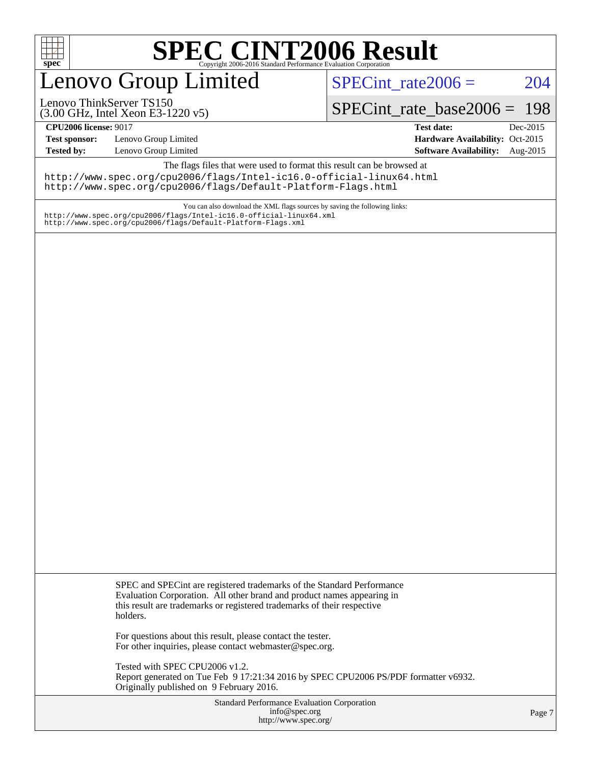# SPEC CINT2006 Result

Copyright 2006-2016 Standard Performance Evaluation Corporation

# Lenovo Group Limited

Lenovo ThinkServer TS150
(3.00 GHz, Intel Xeon E3-1220 v5)

SPECint_rate2006 = 204

SPECint_rate_base2006 = 198

| | | | |
|---|---|---|---|
| **CPU2006 license:** 9017 | | **Test date:** | Dec-2015 |
| **Test sponsor:** | Lenovo Group Limited | **Hardware Availability:** | Oct-2015 |
| **Tested by:** | Lenovo Group Limited | **Software Availability:** | Aug-2015 |

The flags files that were used to format this result can be browsed at

http://www.spec.org/cpu2006/flags/Intel-ic16.0-official-linux64.html
http://www.spec.org/cpu2006/flags/Default-Platform-Flags.html

You can also download the XML flags sources by saving the following links:

http://www.spec.org/cpu2006/flags/Intel-ic16.0-official-linux64.xml
http://www.spec.org/cpu2006/flags/Default-Platform-Flags.xml

SPEC and SPECint are registered trademarks of the Standard Performance Evaluation Corporation. All other brand and product names appearing in this result are trademarks or registered trademarks of their respective holders.

For questions about this result, please contact the tester.
For other inquiries, please contact webmaster@spec.org.

Tested with SPEC CPU2006 v1.2.
Report generated on Tue Feb 9 17:21:34 2016 by SPEC CPU2006 PS/PDF formatter v6932.
Originally published on 9 February 2016.

Standard Performance Evaluation Corporation
info@spec.org
http://www.spec.org/